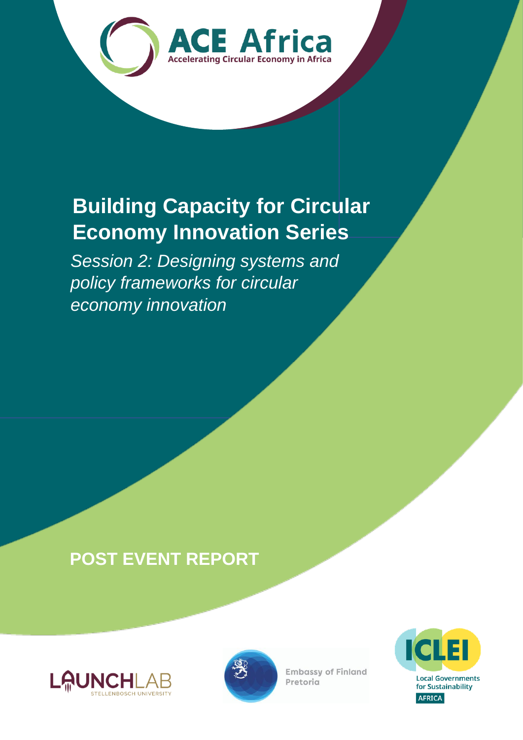ACE Africa

Accelerating Circular Economy in Africa

# Building Capacity for Circular Economy Innovation Series

*Session 2: Designing systems and policy frameworks for circular economy innovation*

## POST EVENT REPORT

LAUNCHLAB STELLENBOSCH UNIVERSITY

Embassy of Finland Pretoria

ICLEI Local Governments for Sustainability AFRICA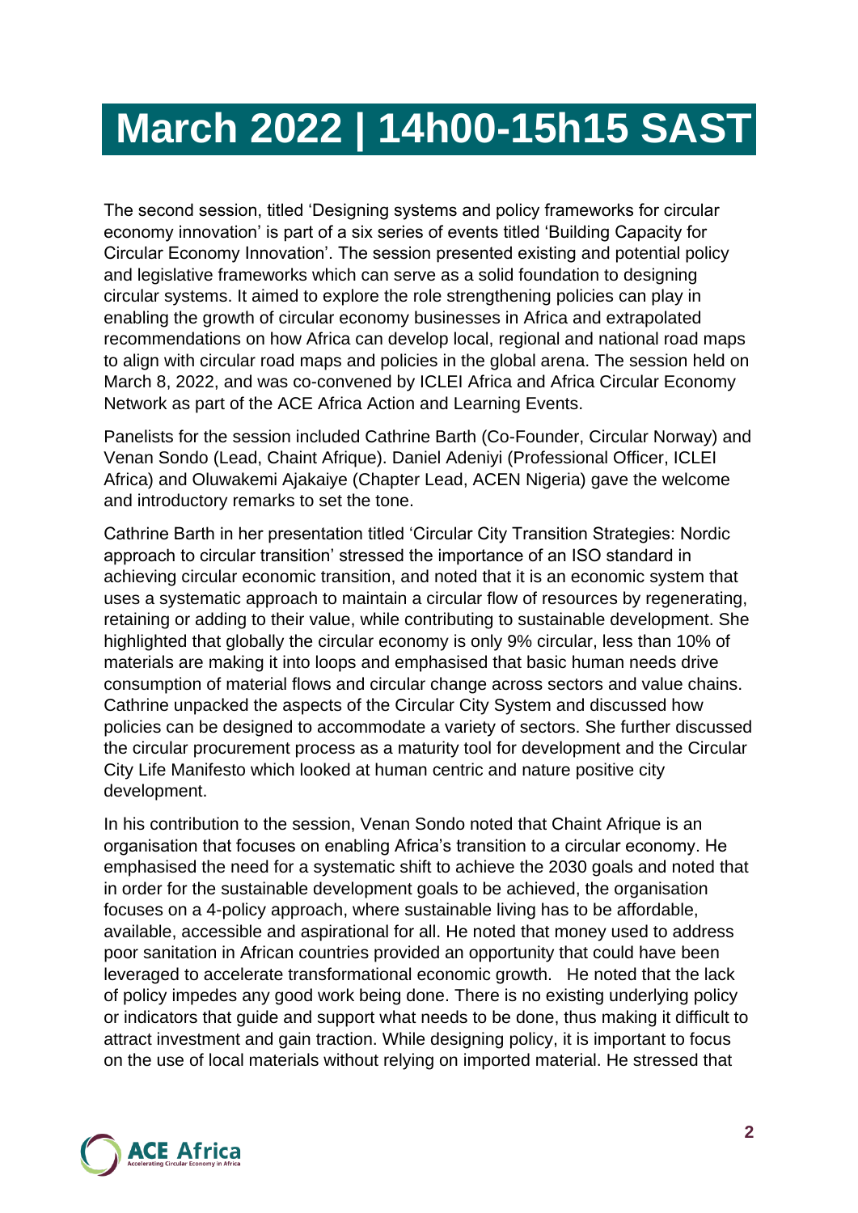# March 2022 | 14h00-15h15 SAST

The second session, titled 'Designing systems and policy frameworks for circular economy innovation' is part of a six series of events titled 'Building Capacity for Circular Economy Innovation'. The session presented existing and potential policy and legislative frameworks which can serve as a solid foundation to designing circular systems. It aimed to explore the role strengthening policies can play in enabling the growth of circular economy businesses in Africa and extrapolated recommendations on how Africa can develop local, regional and national road maps to align with circular road maps and policies in the global arena. The session held on March 8, 2022, and was co-convened by ICLEI Africa and Africa Circular Economy Network as part of the ACE Africa Action and Learning Events.

Panelists for the session included Cathrine Barth (Co-Founder, Circular Norway) and Venan Sondo (Lead, Chaint Afrique). Daniel Adeniyi (Professional Officer, ICLEI Africa) and Oluwakemi Ajakaiye (Chapter Lead, ACEN Nigeria) gave the welcome and introductory remarks to set the tone.

Cathrine Barth in her presentation titled 'Circular City Transition Strategies: Nordic approach to circular transition' stressed the importance of an ISO standard in achieving circular economic transition, and noted that it is an economic system that uses a systematic approach to maintain a circular flow of resources by regenerating, retaining or adding to their value, while contributing to sustainable development. She highlighted that globally the circular economy is only 9% circular, less than 10% of materials are making it into loops and emphasised that basic human needs drive consumption of material flows and circular change across sectors and value chains. Cathrine unpacked the aspects of the Circular City System and discussed how policies can be designed to accommodate a variety of sectors. She further discussed the circular procurement process as a maturity tool for development and the Circular City Life Manifesto which looked at human centric and nature positive city development.

In his contribution to the session, Venan Sondo noted that Chaint Afrique is an organisation that focuses on enabling Africa's transition to a circular economy. He emphasised the need for a systematic shift to achieve the 2030 goals and noted that in order for the sustainable development goals to be achieved, the organisation focuses on a 4-policy approach, where sustainable living has to be affordable, available, accessible and aspirational for all. He noted that money used to address poor sanitation in African countries provided an opportunity that could have been leveraged to accelerate transformational economic growth. He noted that the lack of policy impedes any good work being done. There is no existing underlying policy or indicators that guide and support what needs to be done, thus making it difficult to attract investment and gain traction. While designing policy, it is important to focus on the use of local materials without relying on imported material. He stressed that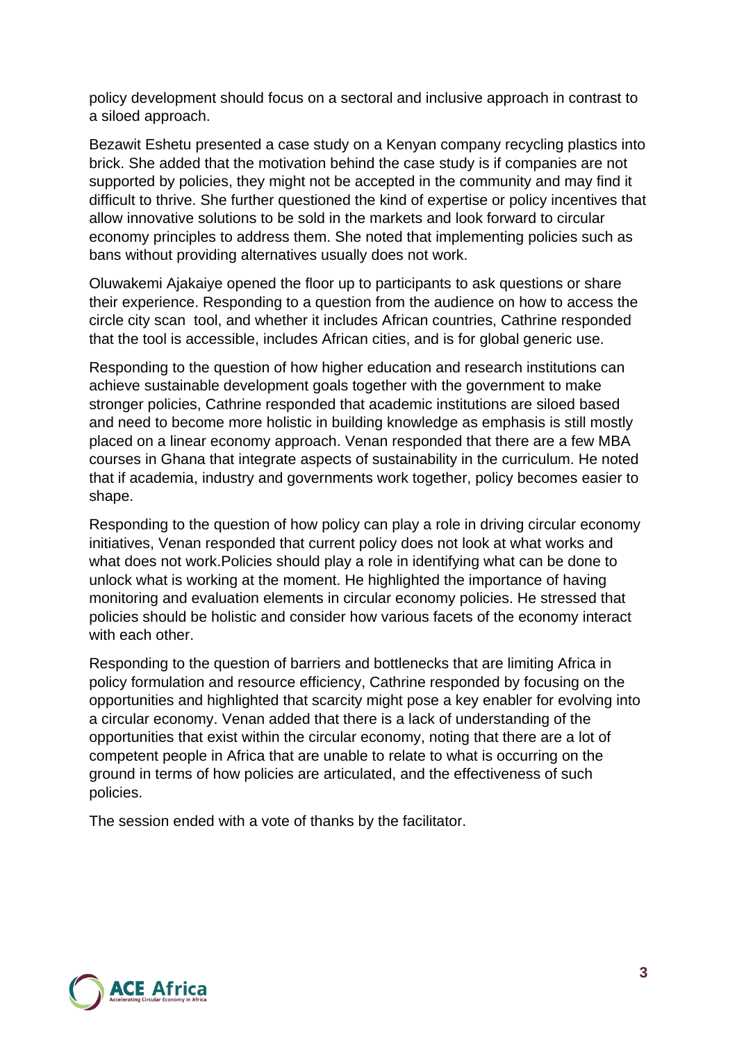policy development should focus on a sectoral and inclusive approach in contrast to a siloed approach.

Bezawit Eshetu presented a case study on a Kenyan company recycling plastics into brick. She added that the motivation behind the case study is if companies are not supported by policies, they might not be accepted in the community and may find it difficult to thrive. She further questioned the kind of expertise or policy incentives that allow innovative solutions to be sold in the markets and look forward to circular economy principles to address them. She noted that implementing policies such as bans without providing alternatives usually does not work.

Oluwakemi Ajakaiye opened the floor up to participants to ask questions or share their experience. Responding to a question from the audience on how to access the circle city scan tool, and whether it includes African countries, Cathrine responded that the tool is accessible, includes African cities, and is for global generic use.

Responding to the question of how higher education and research institutions can achieve sustainable development goals together with the government to make stronger policies, Cathrine responded that academic institutions are siloed based and need to become more holistic in building knowledge as emphasis is still mostly placed on a linear economy approach. Venan responded that there are a few MBA courses in Ghana that integrate aspects of sustainability in the curriculum. He noted that if academia, industry and governments work together, policy becomes easier to shape.

Responding to the question of how policy can play a role in driving circular economy initiatives, Venan responded that current policy does not look at what works and what does not work.Policies should play a role in identifying what can be done to unlock what is working at the moment. He highlighted the importance of having monitoring and evaluation elements in circular economy policies. He stressed that policies should be holistic and consider how various facets of the economy interact with each other.

Responding to the question of barriers and bottlenecks that are limiting Africa in policy formulation and resource efficiency, Cathrine responded by focusing on the opportunities and highlighted that scarcity might pose a key enabler for evolving into a circular economy. Venan added that there is a lack of understanding of the opportunities that exist within the circular economy, noting that there are a lot of competent people in Africa that are unable to relate to what is occurring on the ground in terms of how policies are articulated, and the effectiveness of such policies.

The session ended with a vote of thanks by the facilitator.